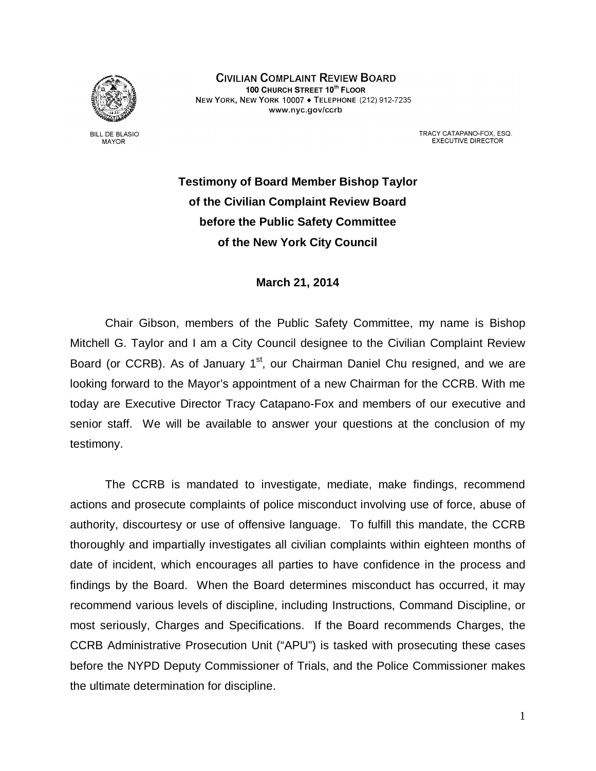**CIVILIAN COMPLAINT REVIEW BOARD**
**100 CHURCH STREET 10th FLOOR**
NEW YORK, NEW YORK 10007 ♦ TELEPHONE (212) 912-7235
www.nyc.gov/ccrb

BILL DE BLASIO
MAYOR

TRACY CATAPANO-FOX, ESQ.
EXECUTIVE DIRECTOR

# Testimony of Board Member Bishop Taylor of the Civilian Complaint Review Board before the Public Safety Committee of the New York City Council

**March 21, 2014**

Chair Gibson, members of the Public Safety Committee, my name is Bishop Mitchell G. Taylor and I am a City Council designee to the Civilian Complaint Review Board (or CCRB). As of January 1st, our Chairman Daniel Chu resigned, and we are looking forward to the Mayor's appointment of a new Chairman for the CCRB. With me today are Executive Director Tracy Catapano-Fox and members of our executive and senior staff. We will be available to answer your questions at the conclusion of my testimony.

The CCRB is mandated to investigate, mediate, make findings, recommend actions and prosecute complaints of police misconduct involving use of force, abuse of authority, discourtesy or use of offensive language. To fulfill this mandate, the CCRB thoroughly and impartially investigates all civilian complaints within eighteen months of date of incident, which encourages all parties to have confidence in the process and findings by the Board. When the Board determines misconduct has occurred, it may recommend various levels of discipline, including Instructions, Command Discipline, or most seriously, Charges and Specifications. If the Board recommends Charges, the CCRB Administrative Prosecution Unit ("APU") is tasked with prosecuting these cases before the NYPD Deputy Commissioner of Trials, and the Police Commissioner makes the ultimate determination for discipline.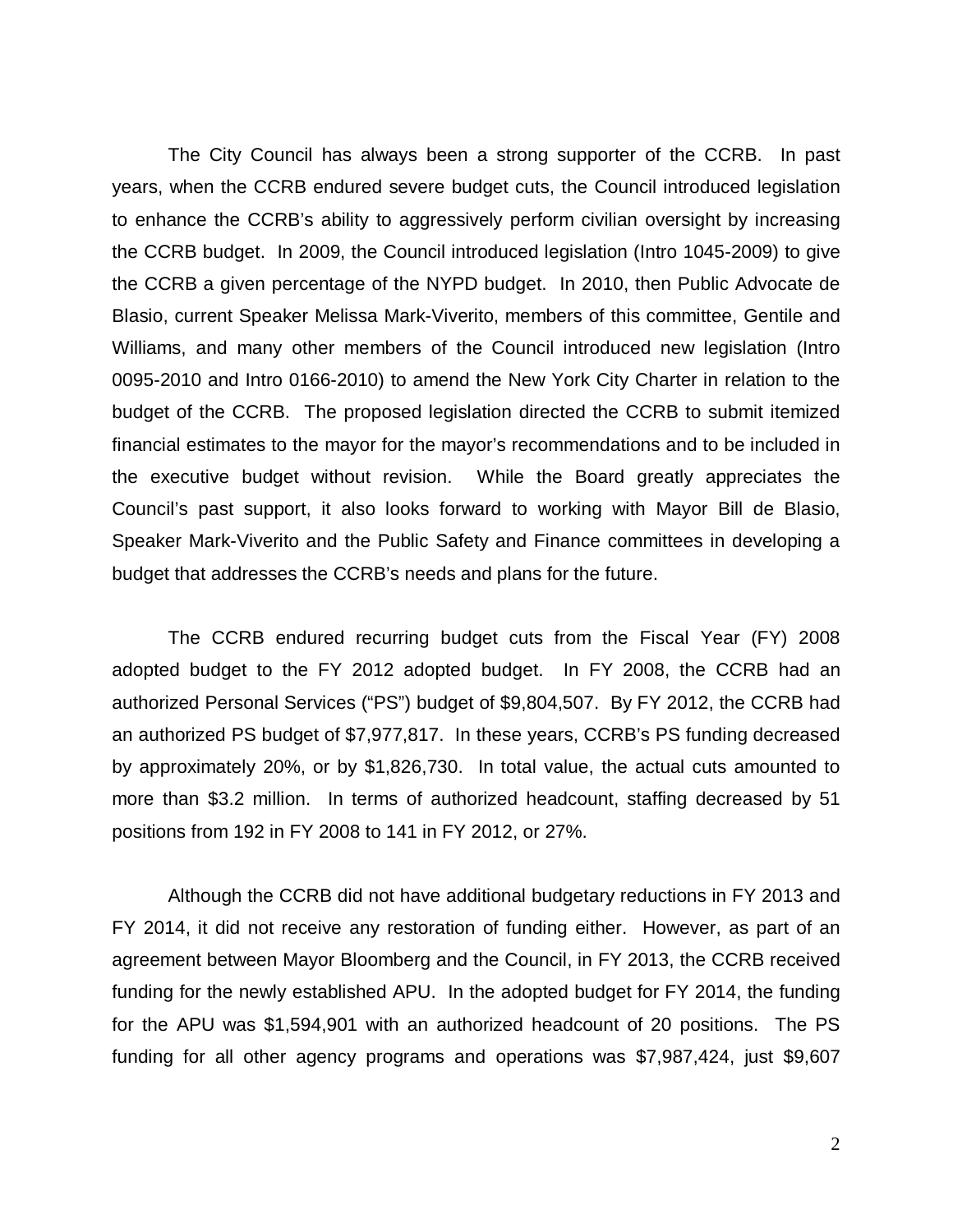The City Council has always been a strong supporter of the CCRB. In past years, when the CCRB endured severe budget cuts, the Council introduced legislation to enhance the CCRB's ability to aggressively perform civilian oversight by increasing the CCRB budget. In 2009, the Council introduced legislation (Intro 1045-2009) to give the CCRB a given percentage of the NYPD budget. In 2010, then Public Advocate de Blasio, current Speaker Melissa Mark-Viverito, members of this committee, Gentile and Williams, and many other members of the Council introduced new legislation (Intro 0095-2010 and Intro 0166-2010) to amend the New York City Charter in relation to the budget of the CCRB. The proposed legislation directed the CCRB to submit itemized financial estimates to the mayor for the mayor's recommendations and to be included in the executive budget without revision. While the Board greatly appreciates the Council's past support, it also looks forward to working with Mayor Bill de Blasio, Speaker Mark-Viverito and the Public Safety and Finance committees in developing a budget that addresses the CCRB's needs and plans for the future.

The CCRB endured recurring budget cuts from the Fiscal Year (FY) 2008 adopted budget to the FY 2012 adopted budget. In FY 2008, the CCRB had an authorized Personal Services ("PS") budget of $9,804,507. By FY 2012, the CCRB had an authorized PS budget of $7,977,817. In these years, CCRB's PS funding decreased by approximately 20%, or by $1,826,730. In total value, the actual cuts amounted to more than $3.2 million. In terms of authorized headcount, staffing decreased by 51 positions from 192 in FY 2008 to 141 in FY 2012, or 27%.

Although the CCRB did not have additional budgetary reductions in FY 2013 and FY 2014, it did not receive any restoration of funding either. However, as part of an agreement between Mayor Bloomberg and the Council, in FY 2013, the CCRB received funding for the newly established APU. In the adopted budget for FY 2014, the funding for the APU was $1,594,901 with an authorized headcount of 20 positions. The PS funding for all other agency programs and operations was $7,987,424, just $9,607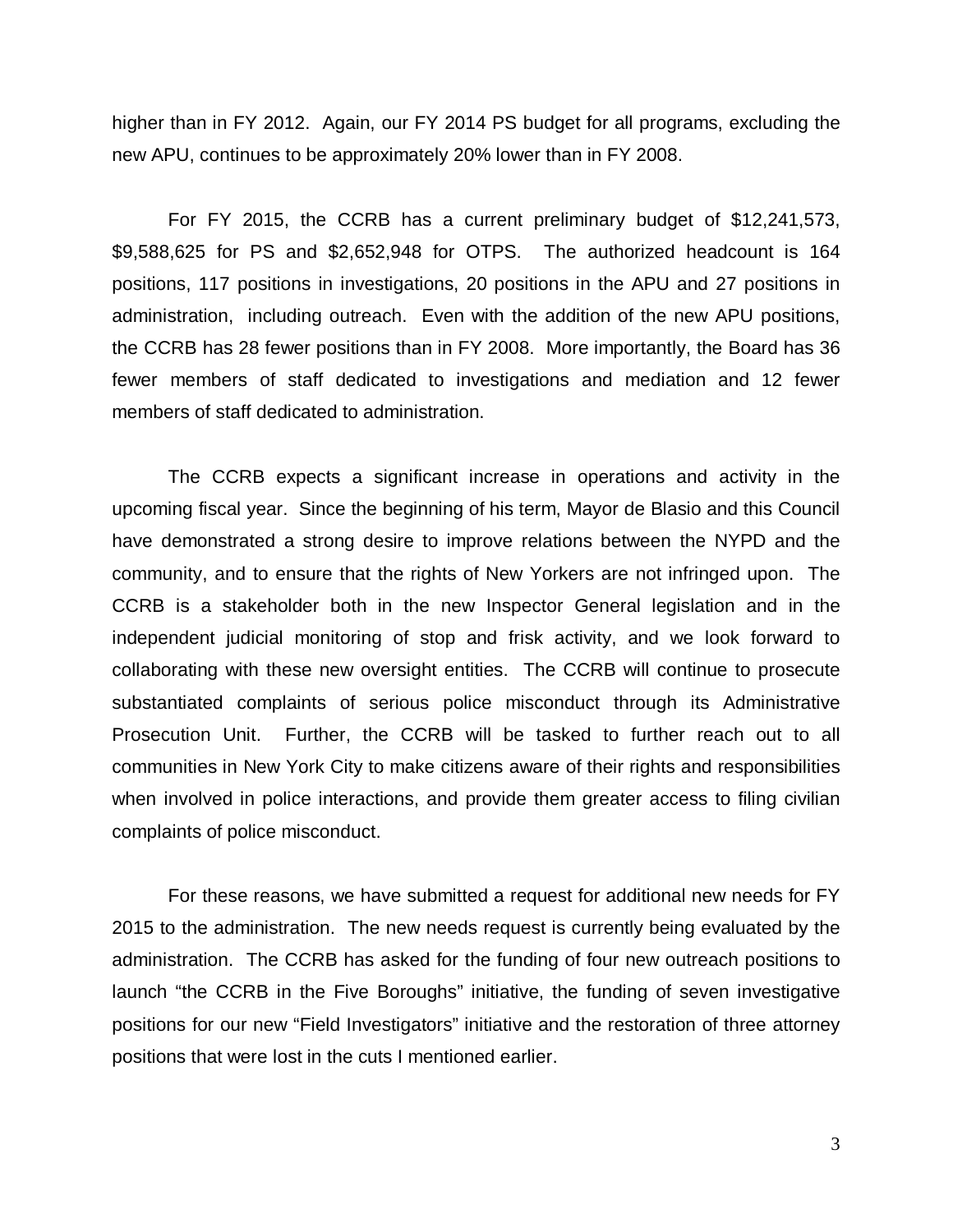higher than in FY 2012. Again, our FY 2014 PS budget for all programs, excluding the new APU, continues to be approximately 20% lower than in FY 2008.

For FY 2015, the CCRB has a current preliminary budget of $12,241,573, $9,588,625 for PS and $2,652,948 for OTPS. The authorized headcount is 164 positions, 117 positions in investigations, 20 positions in the APU and 27 positions in administration, including outreach. Even with the addition of the new APU positions, the CCRB has 28 fewer positions than in FY 2008. More importantly, the Board has 36 fewer members of staff dedicated to investigations and mediation and 12 fewer members of staff dedicated to administration.

The CCRB expects a significant increase in operations and activity in the upcoming fiscal year. Since the beginning of his term, Mayor de Blasio and this Council have demonstrated a strong desire to improve relations between the NYPD and the community, and to ensure that the rights of New Yorkers are not infringed upon. The CCRB is a stakeholder both in the new Inspector General legislation and in the independent judicial monitoring of stop and frisk activity, and we look forward to collaborating with these new oversight entities. The CCRB will continue to prosecute substantiated complaints of serious police misconduct through its Administrative Prosecution Unit. Further, the CCRB will be tasked to further reach out to all communities in New York City to make citizens aware of their rights and responsibilities when involved in police interactions, and provide them greater access to filing civilian complaints of police misconduct.

For these reasons, we have submitted a request for additional new needs for FY 2015 to the administration. The new needs request is currently being evaluated by the administration. The CCRB has asked for the funding of four new outreach positions to launch "the CCRB in the Five Boroughs" initiative, the funding of seven investigative positions for our new "Field Investigators" initiative and the restoration of three attorney positions that were lost in the cuts I mentioned earlier.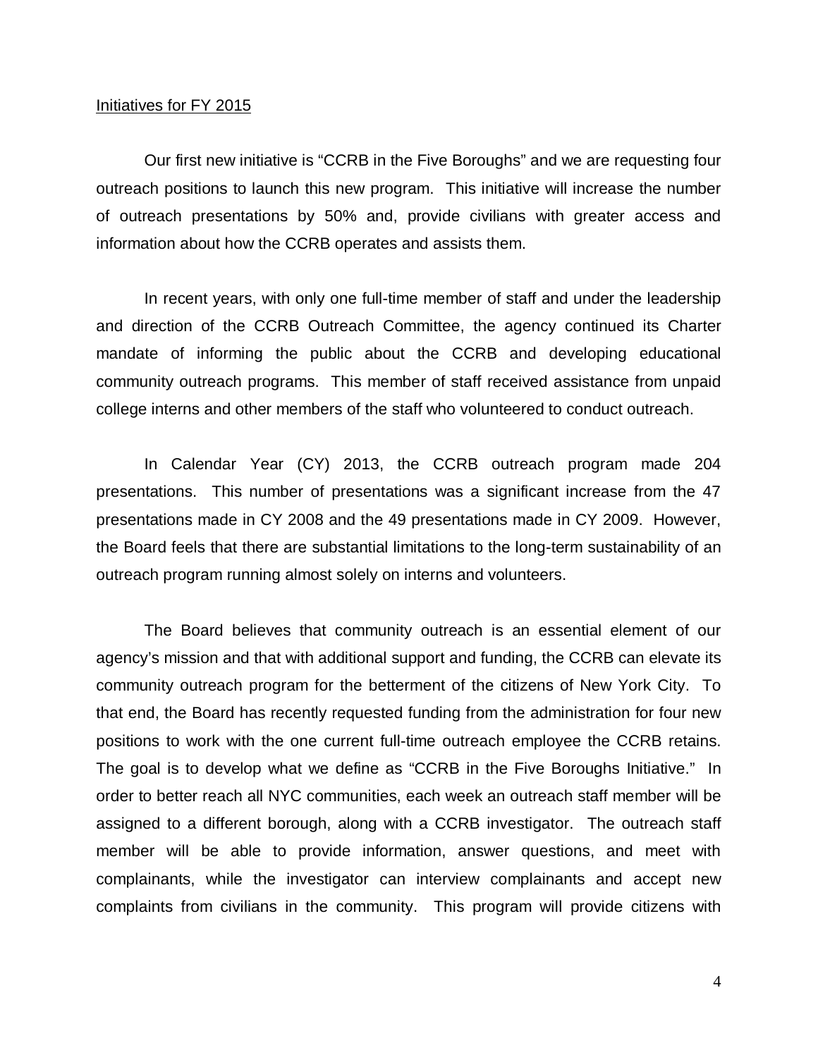Initiatives for FY 2015

Our first new initiative is “CCRB in the Five Boroughs” and we are requesting four outreach positions to launch this new program. This initiative will increase the number of outreach presentations by 50% and, provide civilians with greater access and information about how the CCRB operates and assists them.

In recent years, with only one full-time member of staff and under the leadership and direction of the CCRB Outreach Committee, the agency continued its Charter mandate of informing the public about the CCRB and developing educational community outreach programs. This member of staff received assistance from unpaid college interns and other members of the staff who volunteered to conduct outreach.

In Calendar Year (CY) 2013, the CCRB outreach program made 204 presentations. This number of presentations was a significant increase from the 47 presentations made in CY 2008 and the 49 presentations made in CY 2009. However, the Board feels that there are substantial limitations to the long-term sustainability of an outreach program running almost solely on interns and volunteers.

The Board believes that community outreach is an essential element of our agency’s mission and that with additional support and funding, the CCRB can elevate its community outreach program for the betterment of the citizens of New York City. To that end, the Board has recently requested funding from the administration for four new positions to work with the one current full-time outreach employee the CCRB retains. The goal is to develop what we define as “CCRB in the Five Boroughs Initiative.” In order to better reach all NYC communities, each week an outreach staff member will be assigned to a different borough, along with a CCRB investigator. The outreach staff member will be able to provide information, answer questions, and meet with complainants, while the investigator can interview complainants and accept new complaints from civilians in the community. This program will provide citizens with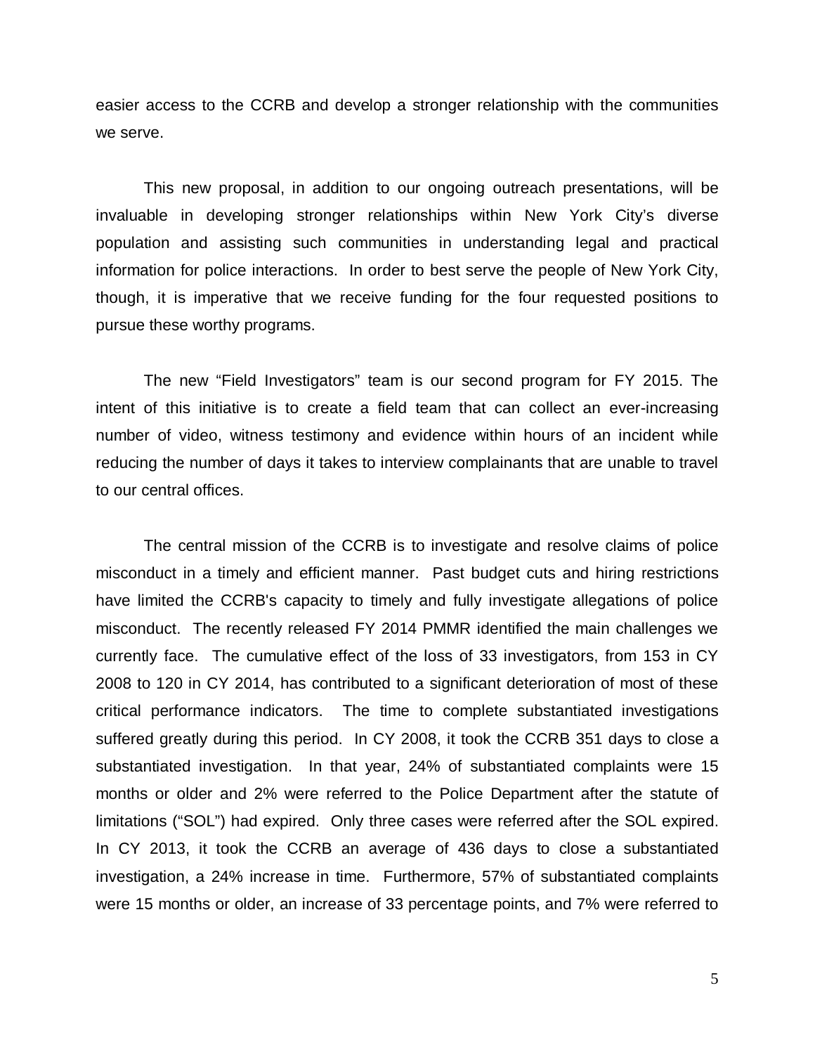easier access to the CCRB and develop a stronger relationship with the communities we serve.

This new proposal, in addition to our ongoing outreach presentations, will be invaluable in developing stronger relationships within New York City's diverse population and assisting such communities in understanding legal and practical information for police interactions. In order to best serve the people of New York City, though, it is imperative that we receive funding for the four requested positions to pursue these worthy programs.

The new "Field Investigators" team is our second program for FY 2015. The intent of this initiative is to create a field team that can collect an ever-increasing number of video, witness testimony and evidence within hours of an incident while reducing the number of days it takes to interview complainants that are unable to travel to our central offices.

The central mission of the CCRB is to investigate and resolve claims of police misconduct in a timely and efficient manner. Past budget cuts and hiring restrictions have limited the CCRB's capacity to timely and fully investigate allegations of police misconduct. The recently released FY 2014 PMMR identified the main challenges we currently face. The cumulative effect of the loss of 33 investigators, from 153 in CY 2008 to 120 in CY 2014, has contributed to a significant deterioration of most of these critical performance indicators. The time to complete substantiated investigations suffered greatly during this period. In CY 2008, it took the CCRB 351 days to close a substantiated investigation. In that year, 24% of substantiated complaints were 15 months or older and 2% were referred to the Police Department after the statute of limitations ("SOL") had expired. Only three cases were referred after the SOL expired. In CY 2013, it took the CCRB an average of 436 days to close a substantiated investigation, a 24% increase in time. Furthermore, 57% of substantiated complaints were 15 months or older, an increase of 33 percentage points, and 7% were referred to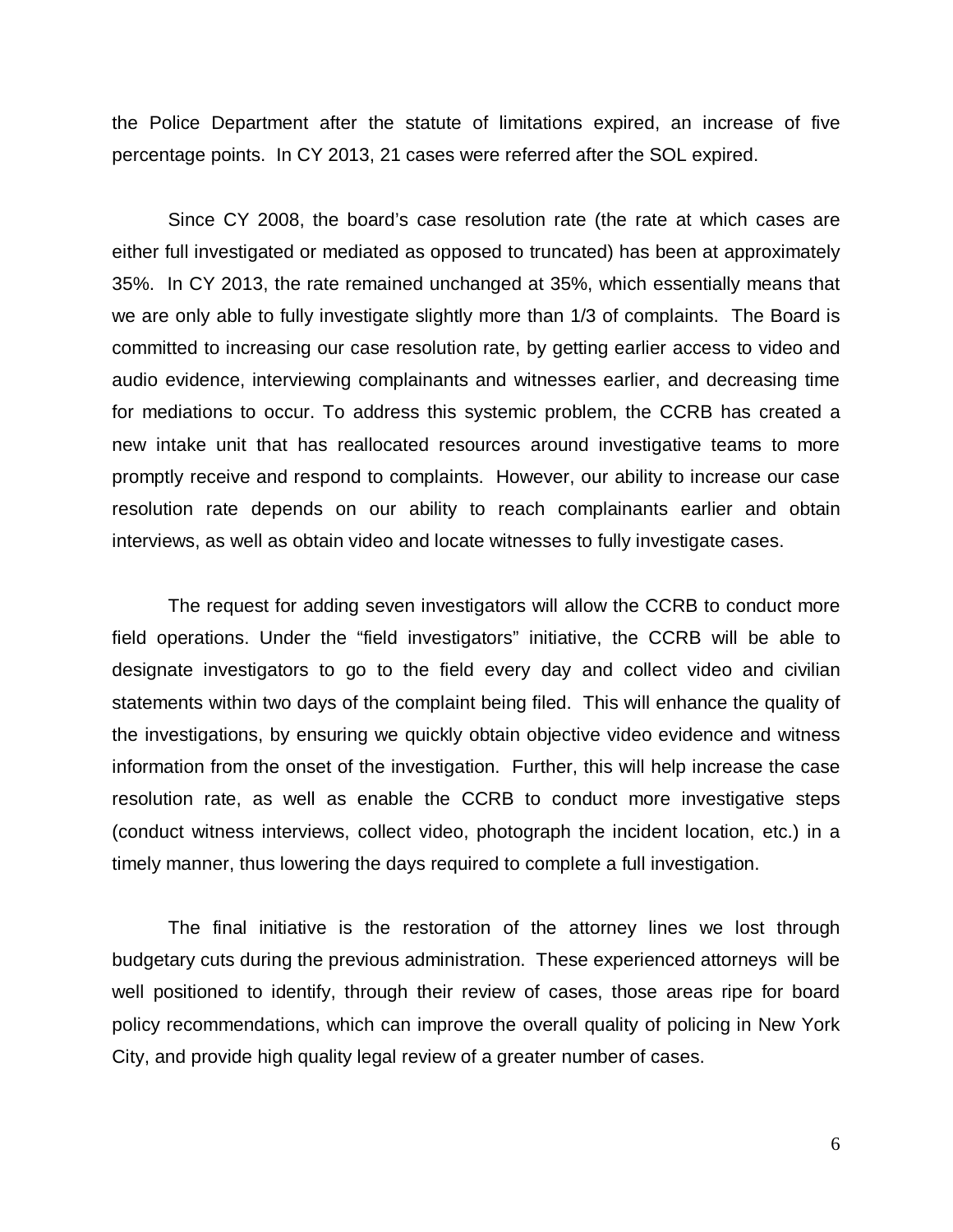the Police Department after the statute of limitations expired, an increase of five percentage points. In CY 2013, 21 cases were referred after the SOL expired.

Since CY 2008, the board's case resolution rate (the rate at which cases are either full investigated or mediated as opposed to truncated) has been at approximately 35%. In CY 2013, the rate remained unchanged at 35%, which essentially means that we are only able to fully investigate slightly more than 1/3 of complaints. The Board is committed to increasing our case resolution rate, by getting earlier access to video and audio evidence, interviewing complainants and witnesses earlier, and decreasing time for mediations to occur. To address this systemic problem, the CCRB has created a new intake unit that has reallocated resources around investigative teams to more promptly receive and respond to complaints. However, our ability to increase our case resolution rate depends on our ability to reach complainants earlier and obtain interviews, as well as obtain video and locate witnesses to fully investigate cases.

The request for adding seven investigators will allow the CCRB to conduct more field operations. Under the "field investigators" initiative, the CCRB will be able to designate investigators to go to the field every day and collect video and civilian statements within two days of the complaint being filed. This will enhance the quality of the investigations, by ensuring we quickly obtain objective video evidence and witness information from the onset of the investigation. Further, this will help increase the case resolution rate, as well as enable the CCRB to conduct more investigative steps (conduct witness interviews, collect video, photograph the incident location, etc.) in a timely manner, thus lowering the days required to complete a full investigation.

The final initiative is the restoration of the attorney lines we lost through budgetary cuts during the previous administration. These experienced attorneys will be well positioned to identify, through their review of cases, those areas ripe for board policy recommendations, which can improve the overall quality of policing in New York City, and provide high quality legal review of a greater number of cases.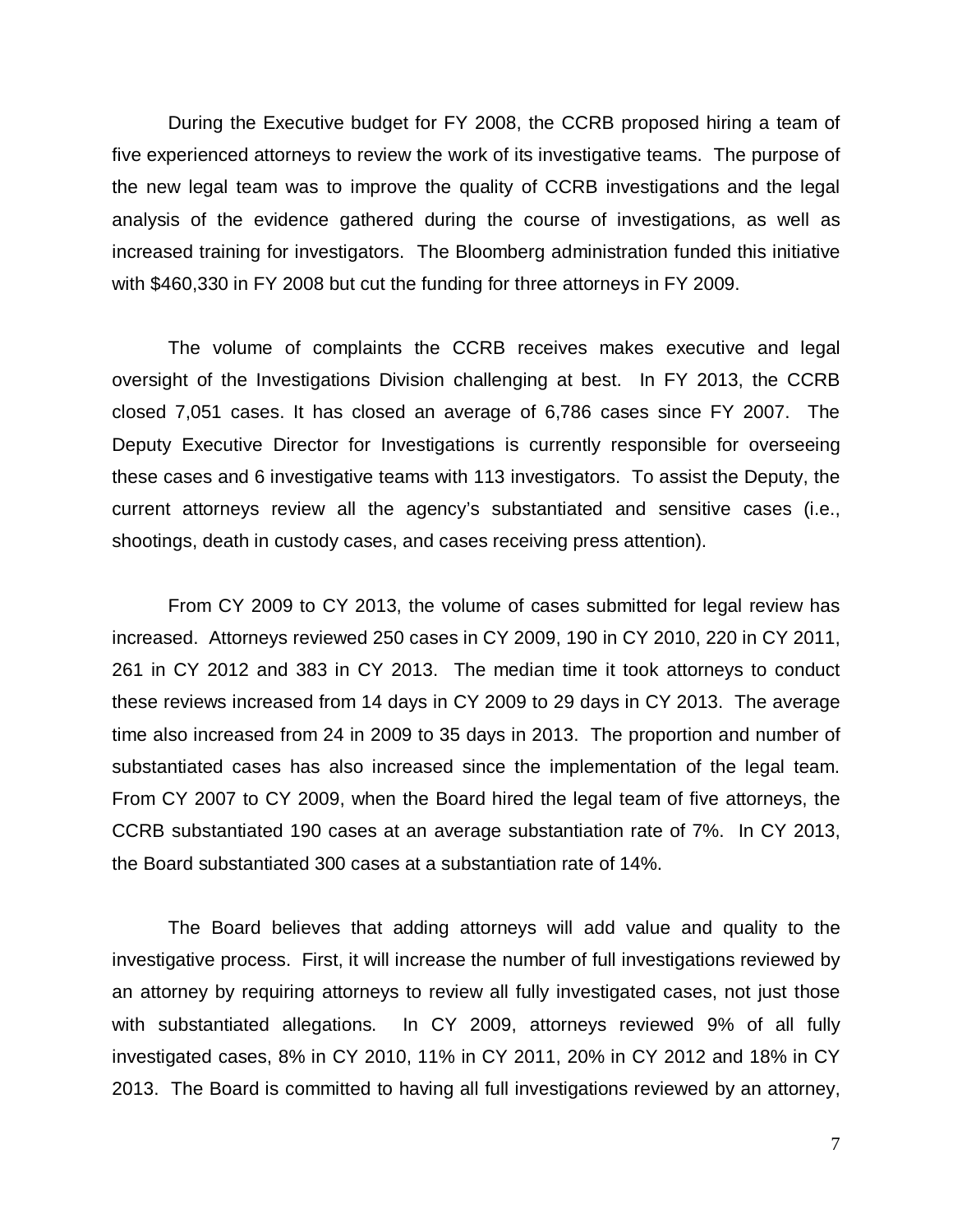During the Executive budget for FY 2008, the CCRB proposed hiring a team of five experienced attorneys to review the work of its investigative teams. The purpose of the new legal team was to improve the quality of CCRB investigations and the legal analysis of the evidence gathered during the course of investigations, as well as increased training for investigators. The Bloomberg administration funded this initiative with $460,330 in FY 2008 but cut the funding for three attorneys in FY 2009.

The volume of complaints the CCRB receives makes executive and legal oversight of the Investigations Division challenging at best. In FY 2013, the CCRB closed 7,051 cases. It has closed an average of 6,786 cases since FY 2007. The Deputy Executive Director for Investigations is currently responsible for overseeing these cases and 6 investigative teams with 113 investigators. To assist the Deputy, the current attorneys review all the agency's substantiated and sensitive cases (i.e., shootings, death in custody cases, and cases receiving press attention).

From CY 2009 to CY 2013, the volume of cases submitted for legal review has increased. Attorneys reviewed 250 cases in CY 2009, 190 in CY 2010, 220 in CY 2011, 261 in CY 2012 and 383 in CY 2013. The median time it took attorneys to conduct these reviews increased from 14 days in CY 2009 to 29 days in CY 2013. The average time also increased from 24 in 2009 to 35 days in 2013. The proportion and number of substantiated cases has also increased since the implementation of the legal team. From CY 2007 to CY 2009, when the Board hired the legal team of five attorneys, the CCRB substantiated 190 cases at an average substantiation rate of 7%. In CY 2013, the Board substantiated 300 cases at a substantiation rate of 14%.

The Board believes that adding attorneys will add value and quality to the investigative process. First, it will increase the number of full investigations reviewed by an attorney by requiring attorneys to review all fully investigated cases, not just those with substantiated allegations. In CY 2009, attorneys reviewed 9% of all fully investigated cases, 8% in CY 2010, 11% in CY 2011, 20% in CY 2012 and 18% in CY 2013. The Board is committed to having all full investigations reviewed by an attorney,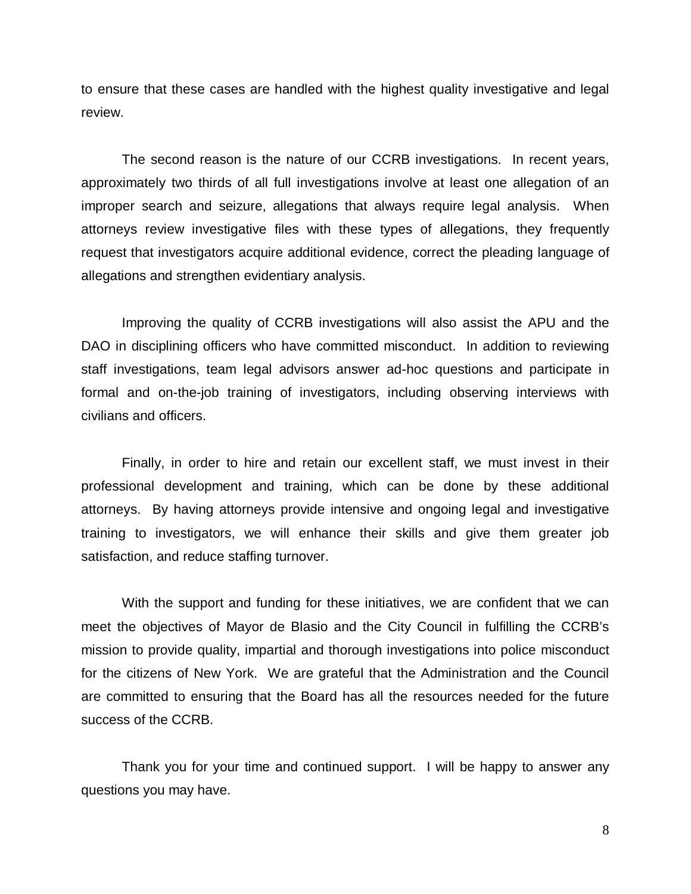to ensure that these cases are handled with the highest quality investigative and legal review.

The second reason is the nature of our CCRB investigations. In recent years, approximately two thirds of all full investigations involve at least one allegation of an improper search and seizure, allegations that always require legal analysis. When attorneys review investigative files with these types of allegations, they frequently request that investigators acquire additional evidence, correct the pleading language of allegations and strengthen evidentiary analysis.

Improving the quality of CCRB investigations will also assist the APU and the DAO in disciplining officers who have committed misconduct. In addition to reviewing staff investigations, team legal advisors answer ad-hoc questions and participate in formal and on-the-job training of investigators, including observing interviews with civilians and officers.

Finally, in order to hire and retain our excellent staff, we must invest in their professional development and training, which can be done by these additional attorneys. By having attorneys provide intensive and ongoing legal and investigative training to investigators, we will enhance their skills and give them greater job satisfaction, and reduce staffing turnover.

With the support and funding for these initiatives, we are confident that we can meet the objectives of Mayor de Blasio and the City Council in fulfilling the CCRB's mission to provide quality, impartial and thorough investigations into police misconduct for the citizens of New York. We are grateful that the Administration and the Council are committed to ensuring that the Board has all the resources needed for the future success of the CCRB.

Thank you for your time and continued support. I will be happy to answer any questions you may have.